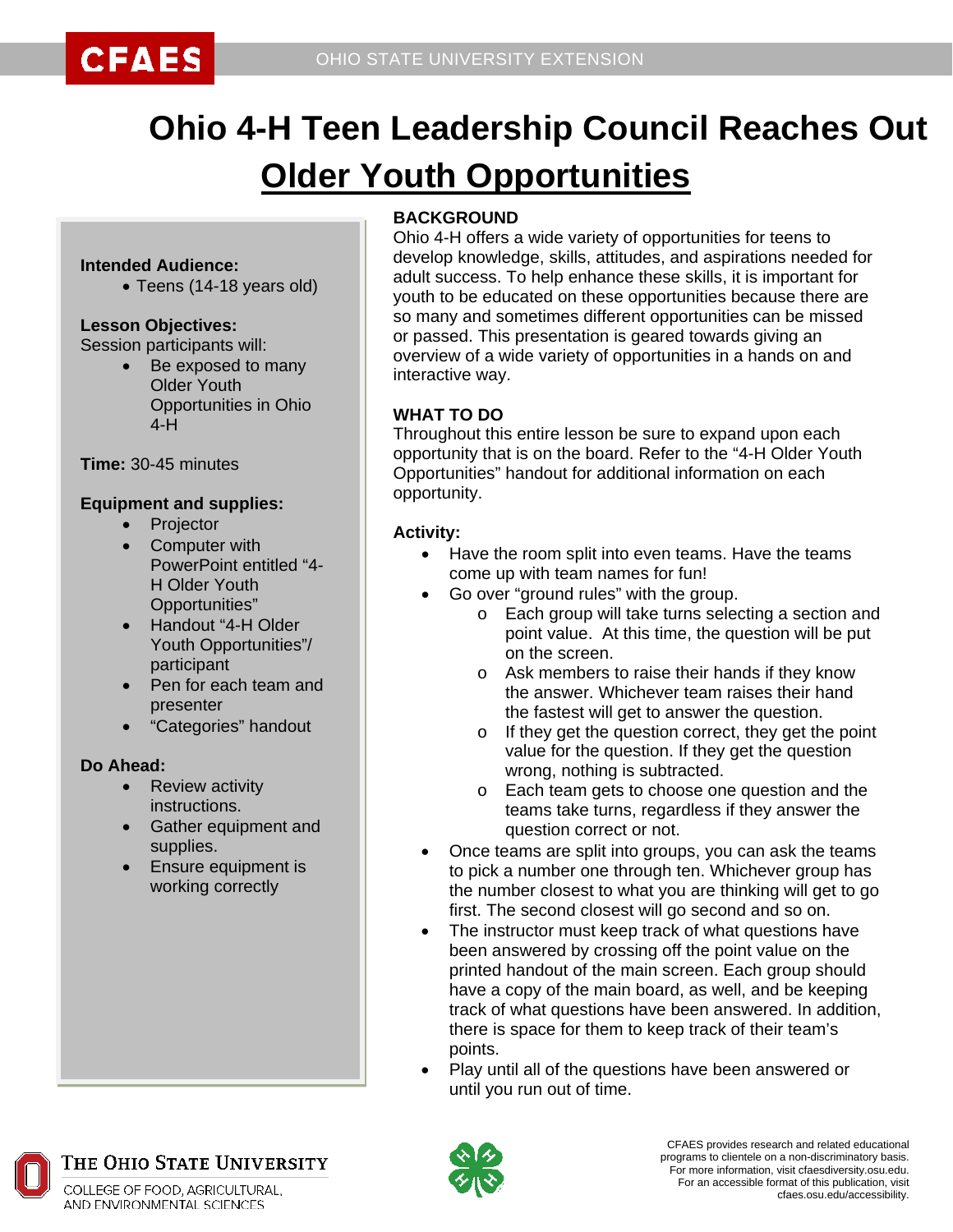# Ohio 4-H Teen Leadership Council Reaches Out

## Older Youth Opportunities

**Intended Audience:**

- Teens (14-18 years old)

**Lesson Objectives:**

Session participants will:

- Be exposed to many Older Youth Opportunities in Ohio 4-H

**Time:** 30-45 minutes

**Equipment and supplies:**

- Projector
- Computer with PowerPoint entitled "4-H Older Youth Opportunities"
- Handout "4-H Older Youth Opportunities"/ participant
- Pen for each team and presenter
- "Categories" handout

**Do Ahead:**

- Review activity instructions.
- Gather equipment and supplies.
- Ensure equipment is working correctly

**BACKGROUND**

Ohio 4-H offers a wide variety of opportunities for teens to develop knowledge, skills, attitudes, and aspirations needed for adult success. To help enhance these skills, it is important for youth to be educated on these opportunities because there are so many and sometimes different opportunities can be missed or passed. This presentation is geared towards giving an overview of a wide variety of opportunities in a hands on and interactive way.

**WHAT TO DO**

Throughout this entire lesson be sure to expand upon each opportunity that is on the board. Refer to the "4-H Older Youth Opportunities" handout for additional information on each opportunity.

**Activity:**

- Have the room split into even teams. Have the teams come up with team names for fun!
- Go over "ground rules" with the group.
  - Each group will take turns selecting a section and point value. At this time, the question will be put on the screen.
  - Ask members to raise their hands if they know the answer. Whichever team raises their hand the fastest will get to answer the question.
  - If they get the question correct, they get the point value for the question. If they get the question wrong, nothing is subtracted.
  - Each team gets to choose one question and the teams take turns, regardless if they answer the question correct or not.
- Once teams are split into groups, you can ask the teams to pick a number one through ten. Whichever group has the number closest to what you are thinking will get to go first. The second closest will go second and so on.
- The instructor must keep track of what questions have been answered by crossing off the point value on the printed handout of the main screen. Each group should have a copy of the main board, as well, and be keeping track of what questions have been answered. In addition, there is space for them to keep track of their team's points.
- Play until all of the questions have been answered or until you run out of time.

CFAES provides research and related educational programs to clientele on a non-discriminatory basis. For more information, visit cfaesdiversity.osu.edu. For an accessible format of this publication, visit cfaes.osu.edu/accessibility.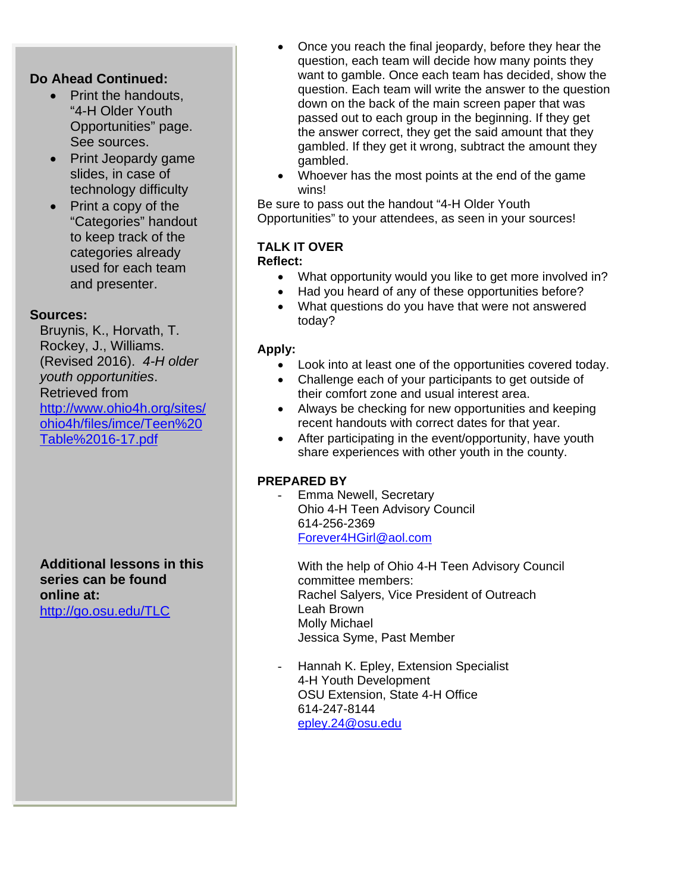**Do Ahead Continued:**

- Print the handouts, "4-H Older Youth Opportunities" page. See sources.
- Print Jeopardy game slides, in case of technology difficulty
- Print a copy of the "Categories" handout to keep track of the categories already used for each team and presenter.

**Sources:**

Bruynis, K., Horvath, T. Rockey, J., Williams. (Revised 2016). *4-H older youth opportunities*. Retrieved from [http://www.ohio4h.org/sites/ohio4h/files/imce/Teen%20Table%2016-17.pdf](http://www.ohio4h.org/sites/ohio4h/files/imce/Teen%20Table%2016-17.pdf)

**Additional lessons in this series can be found online at:** [http://go.osu.edu/TLC](http://go.osu.edu/TLC)

- Once you reach the final jeopardy, before they hear the question, each team will decide how many points they want to gamble. Once each team has decided, show the question. Each team will write the answer to the question down on the back of the main screen paper that was passed out to each group in the beginning. If they get the answer correct, they get the said amount that they gambled. If they get it wrong, subtract the amount they gambled.
- Whoever has the most points at the end of the game wins!

Be sure to pass out the handout "4-H Older Youth Opportunities" to your attendees, as seen in your sources!

**TALK IT OVER**

**Reflect:**

- What opportunity would you like to get more involved in?
- Had you heard of any of these opportunities before?
- What questions do you have that were not answered today?

**Apply:**

- Look into at least one of the opportunities covered today.
- Challenge each of your participants to get outside of their comfort zone and usual interest area.
- Always be checking for new opportunities and keeping recent handouts with correct dates for that year.
- After participating in the event/opportunity, have youth share experiences with other youth in the county.

**PREPARED BY**

- Emma Newell, Secretary
  Ohio 4-H Teen Advisory Council
  614-256-2369
  [Forever4HGirl@aol.com](mailto:Forever4HGirl@aol.com)

  With the help of Ohio 4-H Teen Advisory Council committee members:
  Rachel Salyers, Vice President of Outreach
  Leah Brown
  Molly Michael
  Jessica Syme, Past Member

- Hannah K. Epley, Extension Specialist
  4-H Youth Development
  OSU Extension, State 4-H Office
  614-247-8144
  [epley.24@osu.edu](mailto:epley.24@osu.edu)